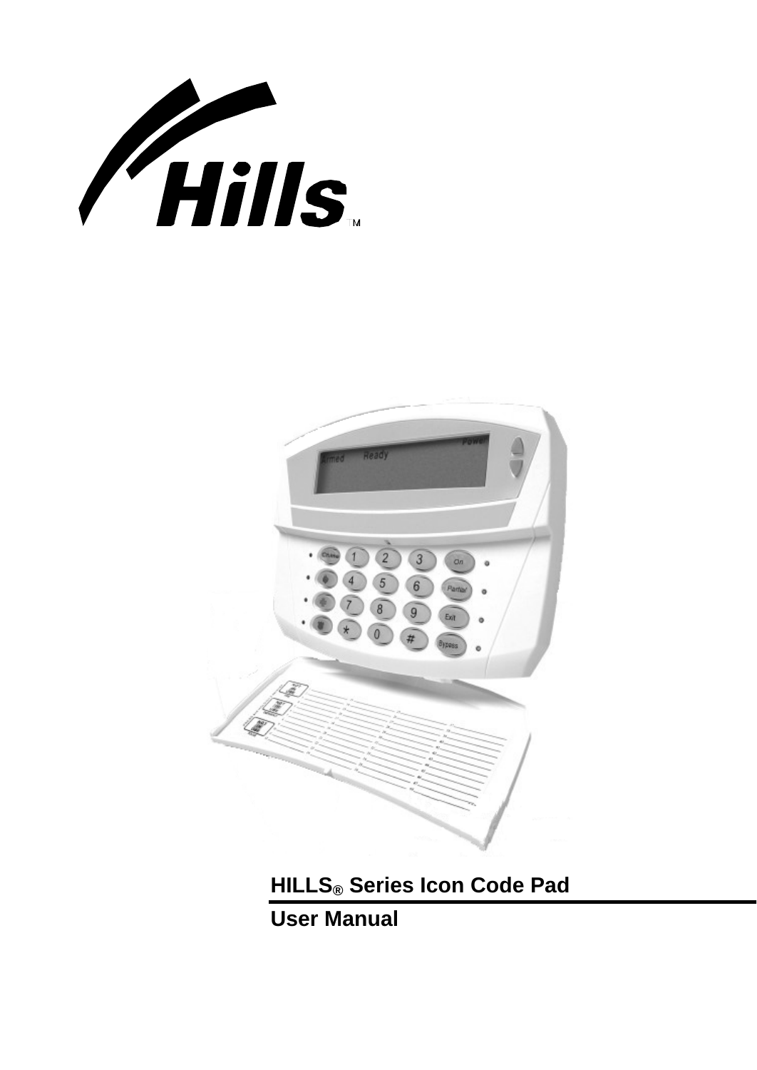# HILLS® Series Icon Code Pad

## User Manual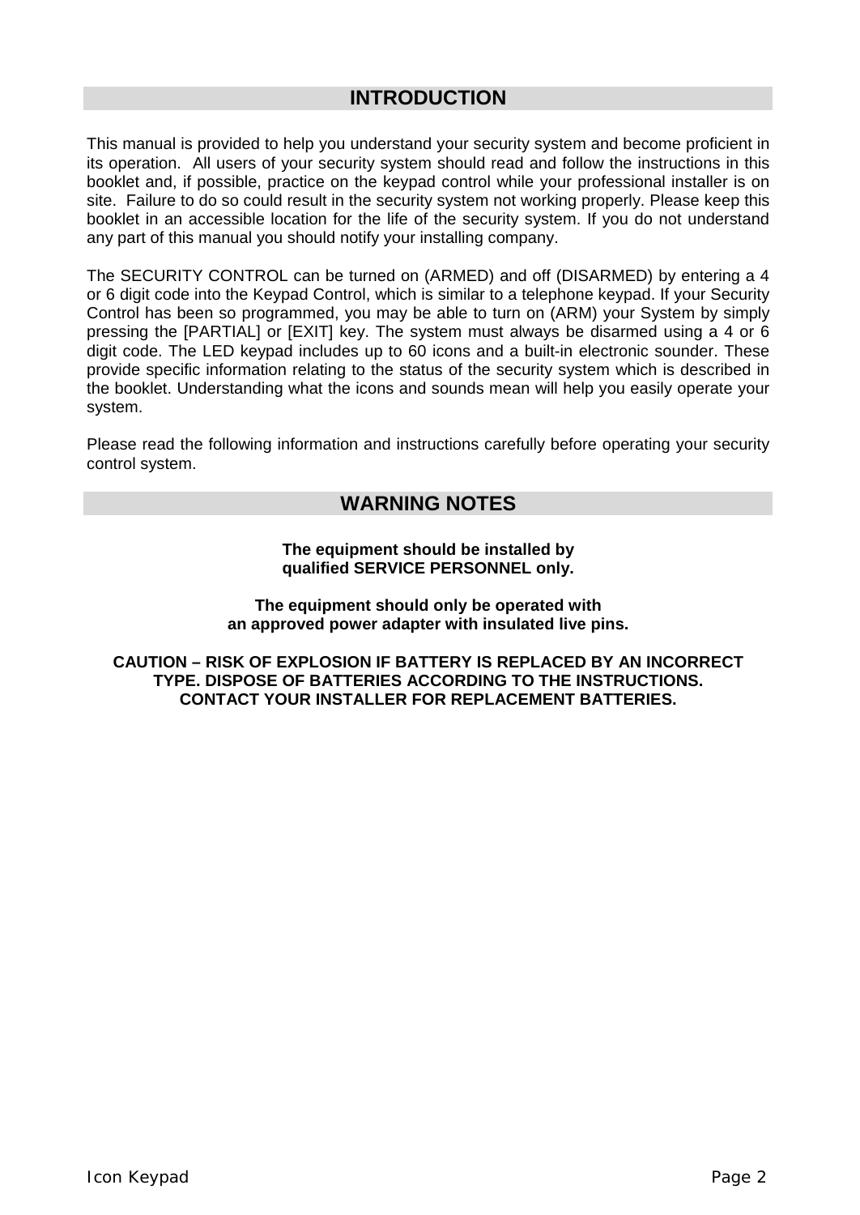## INTRODUCTION

This manual is provided to help you understand your security system and become proficient in its operation.  All users of your security system should read and follow the instructions in this booklet and, if possible, practice on the keypad control while your professional installer is on site.  Failure to do so could result in the security system not working properly. Please keep this booklet in an accessible location for the life of the security system. If you do not understand any part of this manual you should notify your installing company.

The SECURITY CONTROL can be turned on (ARMED) and off (DISARMED) by entering a 4 or 6 digit code into the Keypad Control, which is similar to a telephone keypad. If your Security Control has been so programmed, you may be able to turn on (ARM) your System by simply pressing the [PARTIAL] or [EXIT] key. The system must always be disarmed using a 4 or 6 digit code. The LED keypad includes up to 60 icons and a built-in electronic sounder. These provide specific information relating to the status of the security system which is described in the booklet. Understanding what the icons and sounds mean will help you easily operate your system.

Please read the following information and instructions carefully before operating your security control system.

## WARNING NOTES

**The equipment should be installed by qualified SERVICE PERSONNEL only.**

**The equipment should only be operated with an approved power adapter with insulated live pins.**

**CAUTION – RISK OF EXPLOSION IF BATTERY IS REPLACED BY AN INCORRECT TYPE. DISPOSE OF BATTERIES ACCORDING TO THE INSTRUCTIONS. CONTACT YOUR INSTALLER FOR REPLACEMENT BATTERIES.**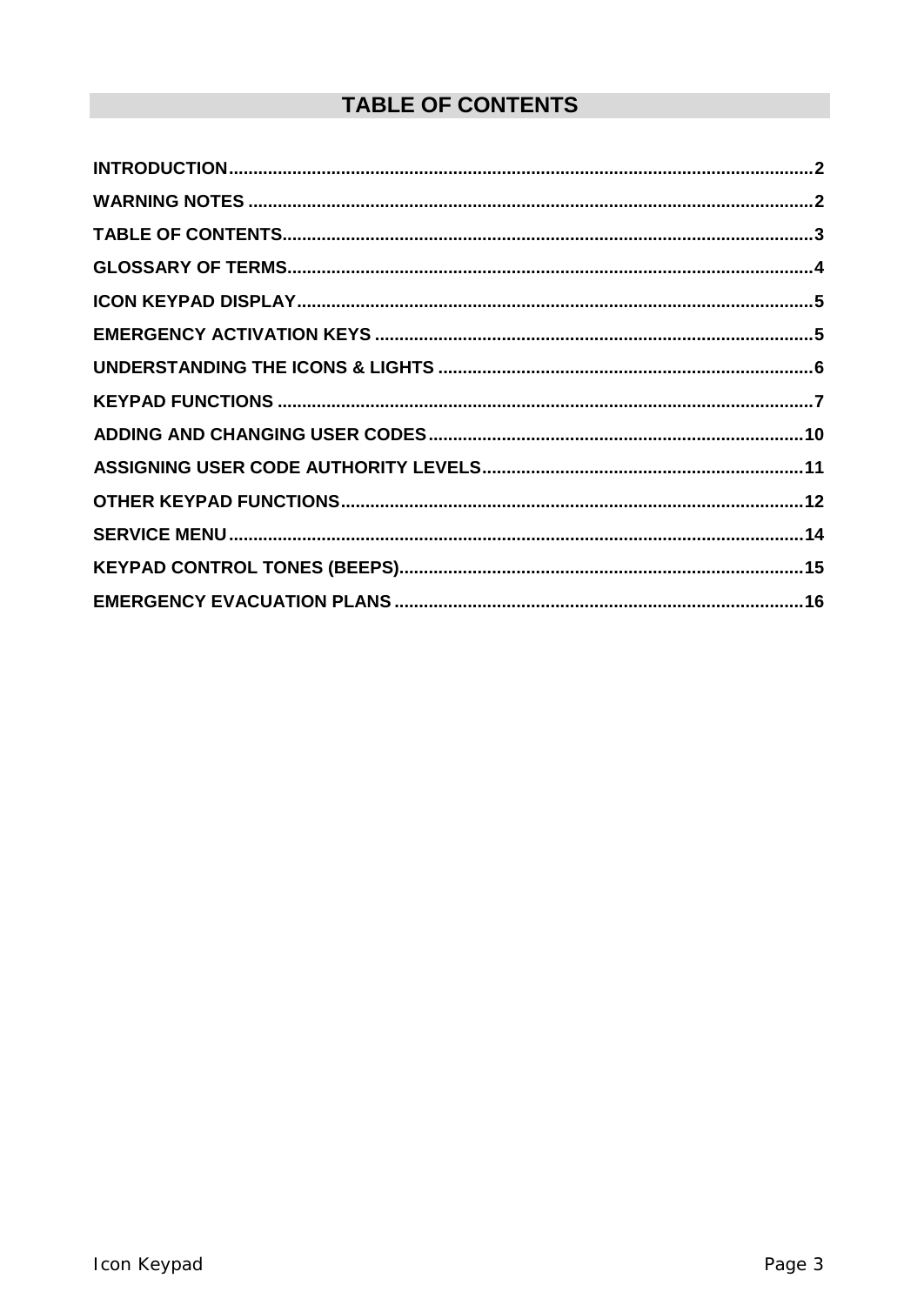# TABLE OF CONTENTS

| | |
|---|---|
| INTRODUCTION | 2 |
| WARNING NOTES | 2 |
| TABLE OF CONTENTS | 3 |
| GLOSSARY OF TERMS | 4 |
| ICON KEYPAD DISPLAY | 5 |
| EMERGENCY ACTIVATION KEYS | 5 |
| UNDERSTANDING THE ICONS & LIGHTS | 6 |
| KEYPAD FUNCTIONS | 7 |
| ADDING AND CHANGING USER CODES | 10 |
| ASSIGNING USER CODE AUTHORITY LEVELS | 11 |
| OTHER KEYPAD FUNCTIONS | 12 |
| SERVICE MENU | 14 |
| KEYPAD CONTROL TONES (BEEPS) | 15 |
| EMERGENCY EVACUATION PLANS | 16 |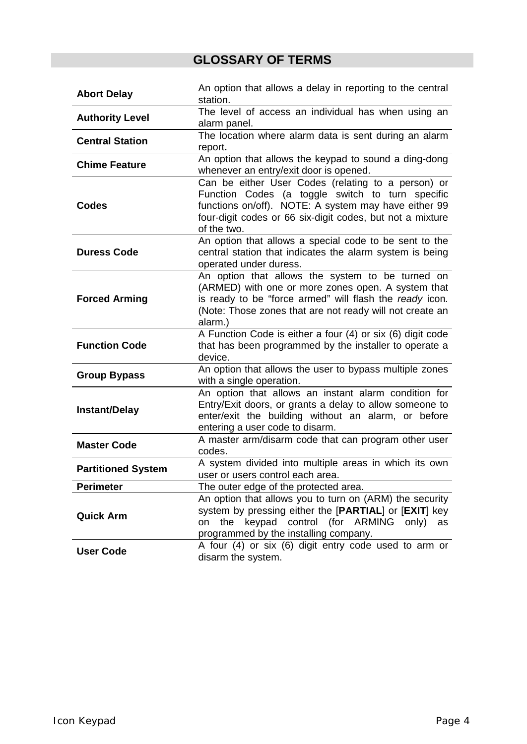## GLOSSARY OF TERMS

| | |
|---|---|
| **Abort Delay** | An option that allows a delay in reporting to the central station. |
| **Authority Level** | The level of access an individual has when using an alarm panel. |
| **Central Station** | The location where alarm data is sent during an alarm report**.** |
| **Chime Feature** | An option that allows the keypad to sound a ding-dong whenever an entry/exit door is opened. |
| **Codes** | Can be either User Codes (relating to a person) or Function Codes (a toggle switch to turn specific functions on/off). NOTE: A system may have either 99 four-digit codes or 66 six-digit codes, but not a mixture of the two. |
| **Duress Code** | An option that allows a special code to be sent to the central station that indicates the alarm system is being operated under duress. |
| **Forced Arming** | An option that allows the system to be turned on (ARMED) with one or more zones open. A system that is ready to be "force armed" will flash the *ready* icon*.* (Note: Those zones that are not ready will not create an alarm.) |
| **Function Code** | A Function Code is either a four (4) or six (6) digit code that has been programmed by the installer to operate a device. |
| **Group Bypass** | An option that allows the user to bypass multiple zones with a single operation. |
| **Instant/Delay** | An option that allows an instant alarm condition for Entry/Exit doors, or grants a delay to allow someone to enter/exit the building without an alarm, or before entering a user code to disarm. |
| **Master Code** | A master arm/disarm code that can program other user codes. |
| **Partitioned System** | A system divided into multiple areas in which its own user or users control each area. |
| **Perimeter** | The outer edge of the protected area. |
| **Quick Arm** | An option that allows you to turn on (ARM) the security system by pressing either the [**PARTIAL**] or [**EXIT**] key on the keypad control (for ARMING only) as programmed by the installing company. |
| **User Code** | A four (4) or six (6) digit entry code used to arm or disarm the system. |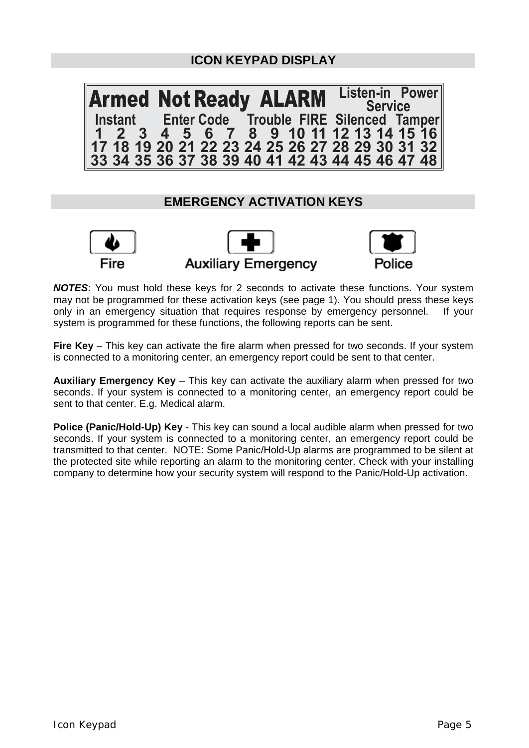## ICON KEYPAD DISPLAY

Armed Not Ready ALARM Listen-in Power
Service
Instant Enter Code Trouble FIRE Silenced Tamper
1 2 3 4 5 6 7 8 9 10 11 12 13 14 15 16
17 18 19 20 21 22 23 24 25 26 27 28 29 30 31 32
33 34 35 36 37 38 39 40 41 42 43 44 45 46 47 48

## EMERGENCY ACTIVATION KEYS

Fire Auxiliary Emergency Police

***NOTES***: You must hold these keys for 2 seconds to activate these functions. Your system may not be programmed for these activation keys (see page 1). You should press these keys only in an emergency situation that requires response by emergency personnel. If your system is programmed for these functions, the following reports can be sent.

**Fire Key** – This key can activate the fire alarm when pressed for two seconds. If your system is connected to a monitoring center, an emergency report could be sent to that center.

**Auxiliary Emergency Key** – This key can activate the auxiliary alarm when pressed for two seconds. If your system is connected to a monitoring center, an emergency report could be sent to that center. E.g. Medical alarm.

**Police (Panic/Hold-Up) Key** - This key can sound a local audible alarm when pressed for two seconds. If your system is connected to a monitoring center, an emergency report could be transmitted to that center. NOTE: Some Panic/Hold-Up alarms are programmed to be silent at the protected site while reporting an alarm to the monitoring center. Check with your installing company to determine how your security system will respond to the Panic/Hold-Up activation.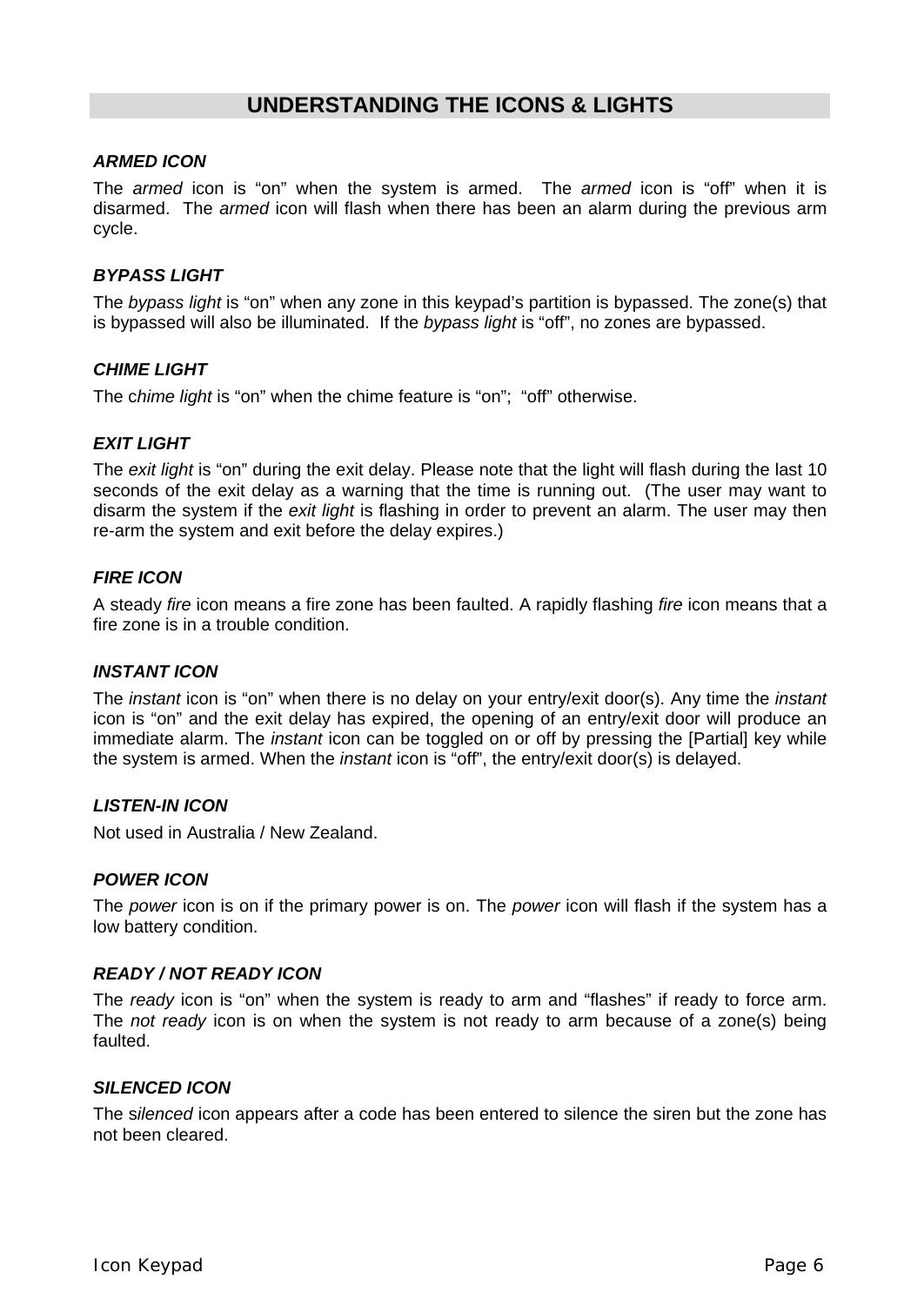## UNDERSTANDING THE ICONS & LIGHTS

### *ARMED ICON*

The *armed* icon is "on" when the system is armed. The *armed* icon is "off" when it is disarmed. The *armed* icon will flash when there has been an alarm during the previous arm cycle.

### *BYPASS LIGHT*

The *bypass light* is "on" when any zone in this keypad's partition is bypassed. The zone(s) that is bypassed will also be illuminated. If the *bypass light* is "off", no zones are bypassed.

### *CHIME LIGHT*

The c*hime light* is "on" when the chime feature is "on"; "off" otherwise.

### *EXIT LIGHT*

The *exit light* is "on" during the exit delay. Please note that the light will flash during the last 10 seconds of the exit delay as a warning that the time is running out. (The user may want to disarm the system if the *exit light* is flashing in order to prevent an alarm. The user may then re-arm the system and exit before the delay expires.)

### *FIRE ICON*

A steady *fire* icon means a fire zone has been faulted. A rapidly flashing *fire* icon means that a fire zone is in a trouble condition.

### *INSTANT ICON*

The *instant* icon is "on" when there is no delay on your entry/exit door(s). Any time the *instant* icon is "on" and the exit delay has expired, the opening of an entry/exit door will produce an immediate alarm. The *instant* icon can be toggled on or off by pressing the [Partial] key while the system is armed. When the *instant* icon is "off", the entry/exit door(s) is delayed.

### *LISTEN-IN ICON*

Not used in Australia / New Zealand.

### *POWER ICON*

The *power* icon is on if the primary power is on. The *power* icon will flash if the system has a low battery condition.

### *READY / NOT READY ICON*

The *ready* icon is "on" when the system is ready to arm and "flashes" if ready to force arm. The *not ready* icon is on when the system is not ready to arm because of a zone(s) being faulted.

### *SILENCED ICON*

The s*ilenced* icon appears after a code has been entered to silence the siren but the zone has not been cleared.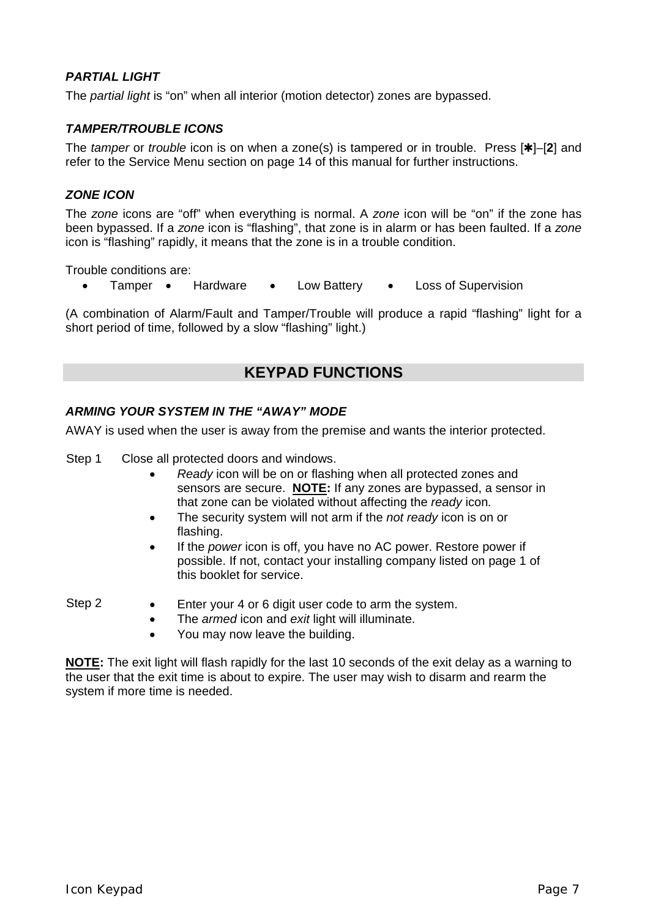### *PARTIAL LIGHT*

The *partial light* is "on" when all interior (motion detector) zones are bypassed.

### *TAMPER/TROUBLE ICONS*

The *tamper* or *trouble* icon is on when a zone(s) is tampered or in trouble. Press [✱]–[**2**] and refer to the Service Menu section on page 14 of this manual for further instructions.

### *ZONE ICON*

The *zone* icons are "off" when everything is normal. A *zone* icon will be "on" if the zone has been bypassed. If a *zone* icon is "flashing", that zone is in alarm or has been faulted. If a *zone* icon is "flashing" rapidly, it means that the zone is in a trouble condition.

Trouble conditions are:

- Tamper
- Hardware
- Low Battery
- Loss of Supervision

(A combination of Alarm/Fault and Tamper/Trouble will produce a rapid "flashing" light for a short period of time, followed by a slow "flashing" light.)

## KEYPAD FUNCTIONS

### *ARMING YOUR SYSTEM IN THE "AWAY" MODE*

AWAY is used when the user is away from the premise and wants the interior protected.

Step 1 Close all protected doors and windows.

- *Ready* icon will be on or flashing when all protected zones and sensors are secure. **NOTE:** If any zones are bypassed, a sensor in that zone can be violated without affecting the *ready* icon*.*
- The security system will not arm if the *not ready* icon is on or flashing.
- If the *power* icon is off, you have no AC power. Restore power if possible. If not, contact your installing company listed on page 1 of this booklet for service.

Step 2

- Enter your 4 or 6 digit user code to arm the system.
- The *armed* icon and *exit* light will illuminate.
- You may now leave the building.

**NOTE:** The exit light will flash rapidly for the last 10 seconds of the exit delay as a warning to the user that the exit time is about to expire. The user may wish to disarm and rearm the system if more time is needed.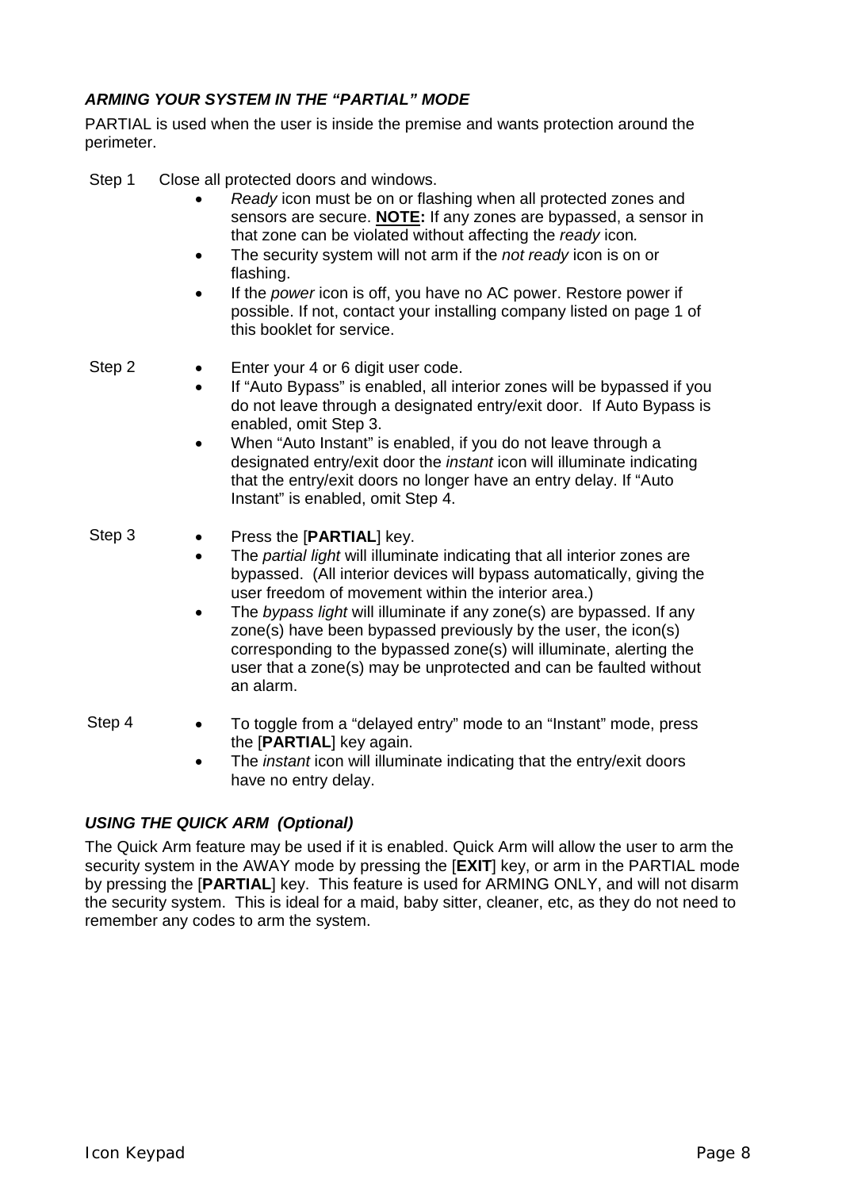### *ARMING YOUR SYSTEM IN THE "PARTIAL" MODE*

PARTIAL is used when the user is inside the premise and wants protection around the perimeter.

Step 1 Close all protected doors and windows.

- *Ready* icon must be on or flashing when all protected zones and sensors are secure. **NOTE:** If any zones are bypassed, a sensor in that zone can be violated without affecting the *ready* icon*.*
- The security system will not arm if the *not ready* icon is on or flashing.
- If the *power* icon is off, you have no AC power. Restore power if possible. If not, contact your installing company listed on page 1 of this booklet for service.

Step 2

- Enter your 4 or 6 digit user code.
- If "Auto Bypass" is enabled, all interior zones will be bypassed if you do not leave through a designated entry/exit door. If Auto Bypass is enabled, omit Step 3.
- When "Auto Instant" is enabled, if you do not leave through a designated entry/exit door the *instant* icon will illuminate indicating that the entry/exit doors no longer have an entry delay. If "Auto Instant" is enabled, omit Step 4.

Step 3

- Press the [**PARTIAL**] key.
- The *partial light* will illuminate indicating that all interior zones are bypassed. (All interior devices will bypass automatically, giving the user freedom of movement within the interior area.)
- The *bypass light* will illuminate if any zone(s) are bypassed. If any zone(s) have been bypassed previously by the user, the icon(s) corresponding to the bypassed zone(s) will illuminate, alerting the user that a zone(s) may be unprotected and can be faulted without an alarm.

Step 4

- To toggle from a "delayed entry" mode to an "Instant" mode, press the [**PARTIAL**] key again.
- The *instant* icon will illuminate indicating that the entry/exit doors have no entry delay.

### *USING THE QUICK ARM (Optional)*

The Quick Arm feature may be used if it is enabled. Quick Arm will allow the user to arm the security system in the AWAY mode by pressing the [**EXIT**] key, or arm in the PARTIAL mode by pressing the [**PARTIAL**] key. This feature is used for ARMING ONLY, and will not disarm the security system. This is ideal for a maid, baby sitter, cleaner, etc, as they do not need to remember any codes to arm the system.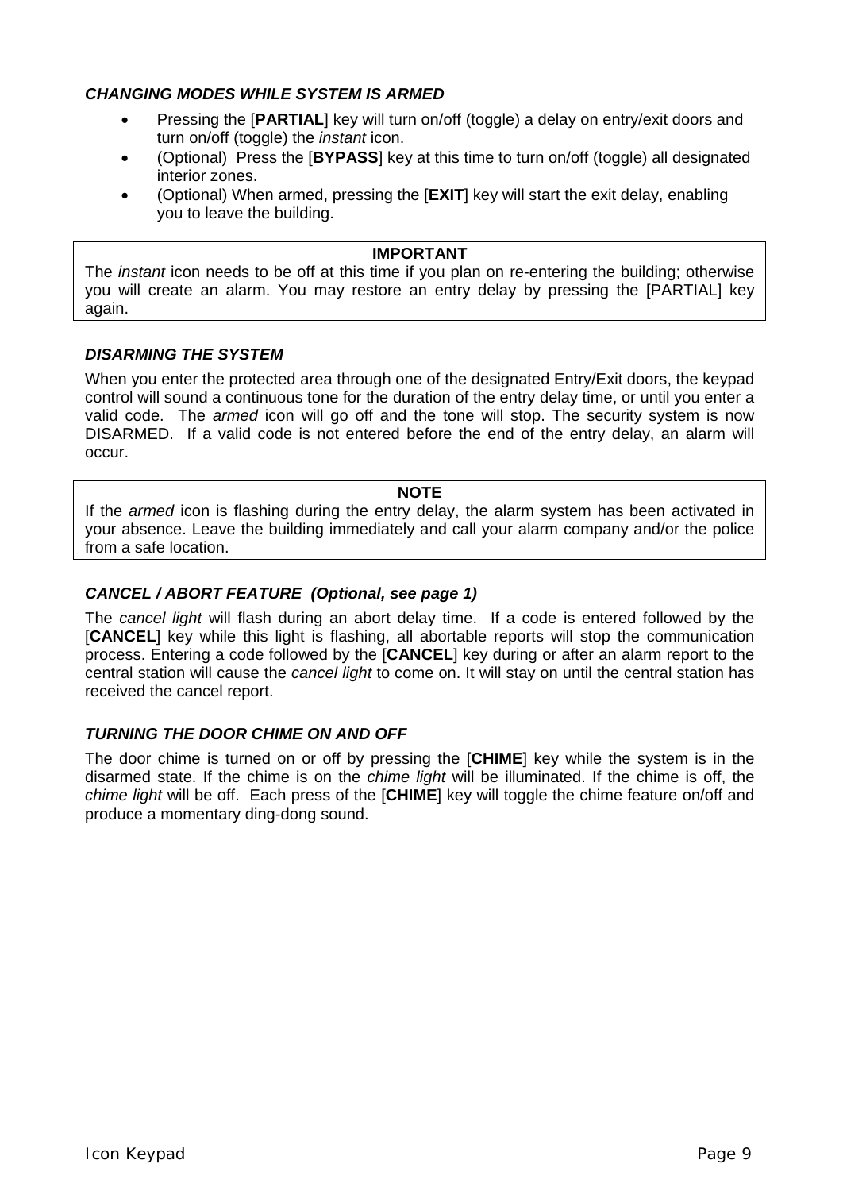### *CHANGING MODES WHILE SYSTEM IS ARMED*

- Pressing the [**PARTIAL**] key will turn on/off (toggle) a delay on entry/exit doors and turn on/off (toggle) the *instant* icon.
- (Optional) Press the [**BYPASS**] key at this time to turn on/off (toggle) all designated interior zones.
- (Optional) When armed, pressing the [**EXIT**] key will start the exit delay, enabling you to leave the building.

> **IMPORTANT**
>
> The *instant* icon needs to be off at this time if you plan on re-entering the building; otherwise you will create an alarm. You may restore an entry delay by pressing the [PARTIAL] key again.

### *DISARMING THE SYSTEM*

When you enter the protected area through one of the designated Entry/Exit doors, the keypad control will sound a continuous tone for the duration of the entry delay time, or until you enter a valid code. The *armed* icon will go off and the tone will stop. The security system is now DISARMED. If a valid code is not entered before the end of the entry delay, an alarm will occur.

> **NOTE**
>
> If the *armed* icon is flashing during the entry delay, the alarm system has been activated in your absence. Leave the building immediately and call your alarm company and/or the police from a safe location.

### *CANCEL / ABORT FEATURE (Optional, see page 1)*

The *cancel light* will flash during an abort delay time. If a code is entered followed by the [**CANCEL**] key while this light is flashing, all abortable reports will stop the communication process. Entering a code followed by the [**CANCEL**] key during or after an alarm report to the central station will cause the *cancel light* to come on. It will stay on until the central station has received the cancel report.

### *TURNING THE DOOR CHIME ON AND OFF*

The door chime is turned on or off by pressing the [**CHIME**] key while the system is in the disarmed state. If the chime is on the *chime light* will be illuminated. If the chime is off, the *chime light* will be off. Each press of the [**CHIME**] key will toggle the chime feature on/off and produce a momentary ding-dong sound.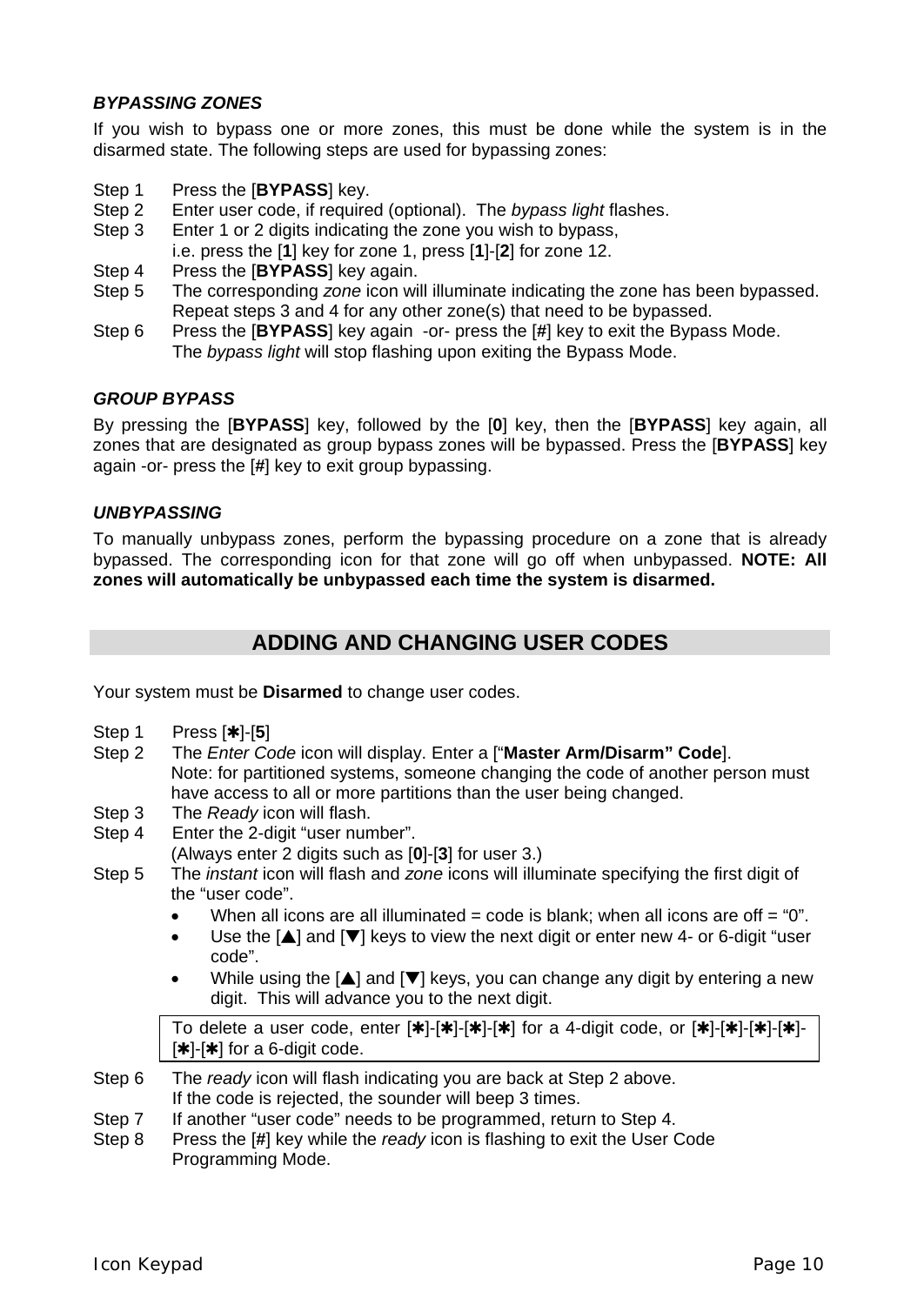### *BYPASSING ZONES*

If you wish to bypass one or more zones, this must be done while the system is in the disarmed state. The following steps are used for bypassing zones:

Step 1 Press the [**BYPASS**] key.
Step 2 Enter user code, if required (optional). The *bypass light* flashes.
Step 3 Enter 1 or 2 digits indicating the zone you wish to bypass,
i.e. press the [**1**] key for zone 1, press [**1**]-[**2**] for zone 12.
Step 4 Press the [**BYPASS**] key again.
Step 5 The corresponding *zone* icon will illuminate indicating the zone has been bypassed.
Repeat steps 3 and 4 for any other zone(s) that need to be bypassed.
Step 6 Press the [**BYPASS**] key again -or- press the [**#**] key to exit the Bypass Mode.
The *bypass light* will stop flashing upon exiting the Bypass Mode.

### *GROUP BYPASS*

By pressing the [**BYPASS**] key, followed by the [**0**] key, then the [**BYPASS**] key again, all zones that are designated as group bypass zones will be bypassed. Press the [**BYPASS**] key again -or- press the [**#**] key to exit group bypassing.

### *UNBYPASSING*

To manually unbypass zones, perform the bypassing procedure on a zone that is already bypassed. The corresponding icon for that zone will go off when unbypassed. **NOTE: All zones will automatically be unbypassed each time the system is disarmed.**

## ADDING AND CHANGING USER CODES

Your system must be **Disarmed** to change user codes.

Step 1 Press [✱]-[**5**]
Step 2 The *Enter Code* icon will display. Enter a [“**Master Arm/Disarm” Code**].
Note: for partitioned systems, someone changing the code of another person must have access to all or more partitions than the user being changed.
Step 3 The *Ready* icon will flash.
Step 4 Enter the 2-digit “user number”.
(Always enter 2 digits such as [**0**]-[**3**] for user 3.)
Step 5 The *instant* icon will flash and *zone* icons will illuminate specifying the first digit of the “user code”.

- When all icons are all illuminated = code is blank; when all icons are off = “0”.
- Use the [▲] and [▼] keys to view the next digit or enter new 4- or 6-digit “user code”.
- While using the [▲] and [▼] keys, you can change any digit by entering a new digit. This will advance you to the next digit.

> To delete a user code, enter [✱]-[✱]-[✱]-[✱] for a 4-digit code, or [✱]-[✱]-[✱]-[✱]-[✱]-[✱] for a 6-digit code.

Step 6 The *ready* icon will flash indicating you are back at Step 2 above.
If the code is rejected, the sounder will beep 3 times.
Step 7 If another “user code” needs to be programmed, return to Step 4.
Step 8 Press the [**#**] key while the *ready* icon is flashing to exit the User Code Programming Mode.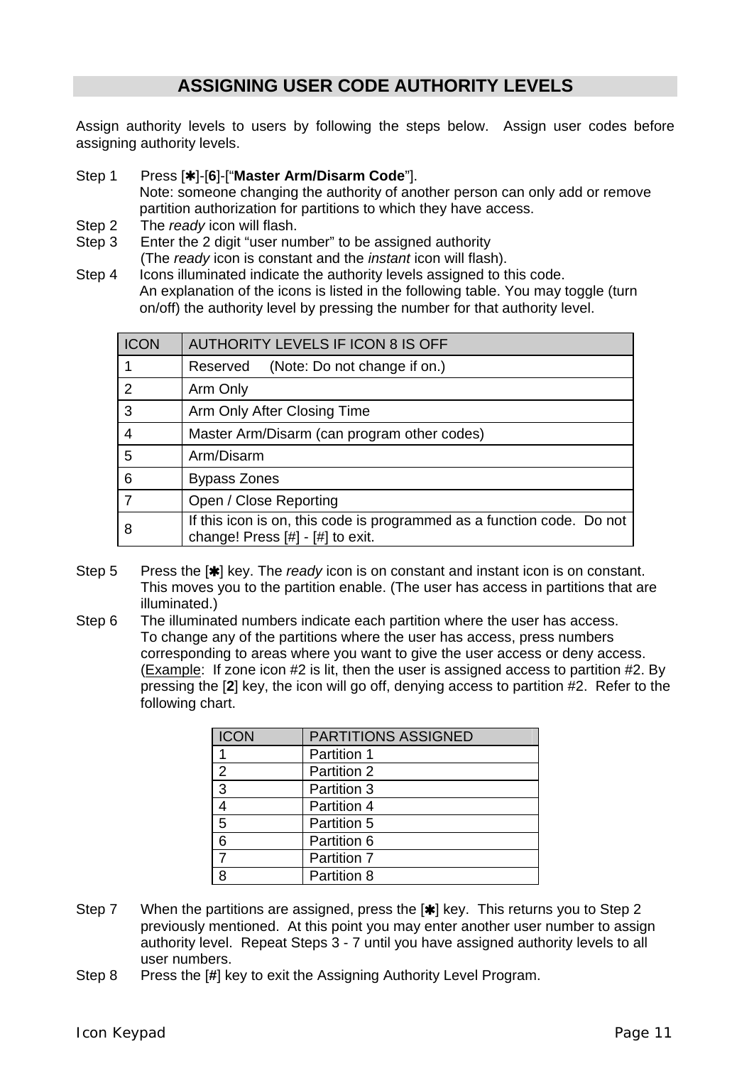## ASSIGNING USER CODE AUTHORITY LEVELS

Assign authority levels to users by following the steps below. Assign user codes before assigning authority levels.

Step 1 Press [✱]-[**6**]-[“**Master Arm/Disarm Code**”].
Note: someone changing the authority of another person can only add or remove partition authorization for partitions to which they have access.

Step 2 The *ready* icon will flash.

Step 3 Enter the 2 digit “user number” to be assigned authority
(The *ready* icon is constant and the *instant* icon will flash).

Step 4 Icons illuminated indicate the authority levels assigned to this code.
An explanation of the icons is listed in the following table. You may toggle (turn on/off) the authority level by pressing the number for that authority level.

| ICON | AUTHORITY LEVELS IF ICON 8 IS OFF |
|---|---|
| 1 | Reserved (Note: Do not change if on.) |
| 2 | Arm Only |
| 3 | Arm Only After Closing Time |
| 4 | Master Arm/Disarm (can program other codes) |
| 5 | Arm/Disarm |
| 6 | Bypass Zones |
| 7 | Open / Close Reporting |
| 8 | If this icon is on, this code is programmed as a function code. Do not change! Press [#] - [#] to exit. |

Step 5 Press the [✱] key. The *ready* icon is on constant and instant icon is on constant. This moves you to the partition enable. (The user has access in partitions that are illuminated.)

Step 6 The illuminated numbers indicate each partition where the user has access.
To change any of the partitions where the user has access, press numbers corresponding to areas where you want to give the user access or deny access. (Example: If zone icon #2 is lit, then the user is assigned access to partition #2. By pressing the [**2**] key, the icon will go off, denying access to partition #2. Refer to the following chart.

| ICON | PARTITIONS ASSIGNED |
|---|---|
| 1 | Partition 1 |
| 2 | Partition 2 |
| 3 | Partition 3 |
| 4 | Partition 4 |
| 5 | Partition 5 |
| 6 | Partition 6 |
| 7 | Partition 7 |
| 8 | Partition 8 |

Step 7 When the partitions are assigned, press the [✱] key. This returns you to Step 2 previously mentioned. At this point you may enter another user number to assign authority level. Repeat Steps 3 - 7 until you have assigned authority levels to all user numbers.

Step 8 Press the [**#**] key to exit the Assigning Authority Level Program.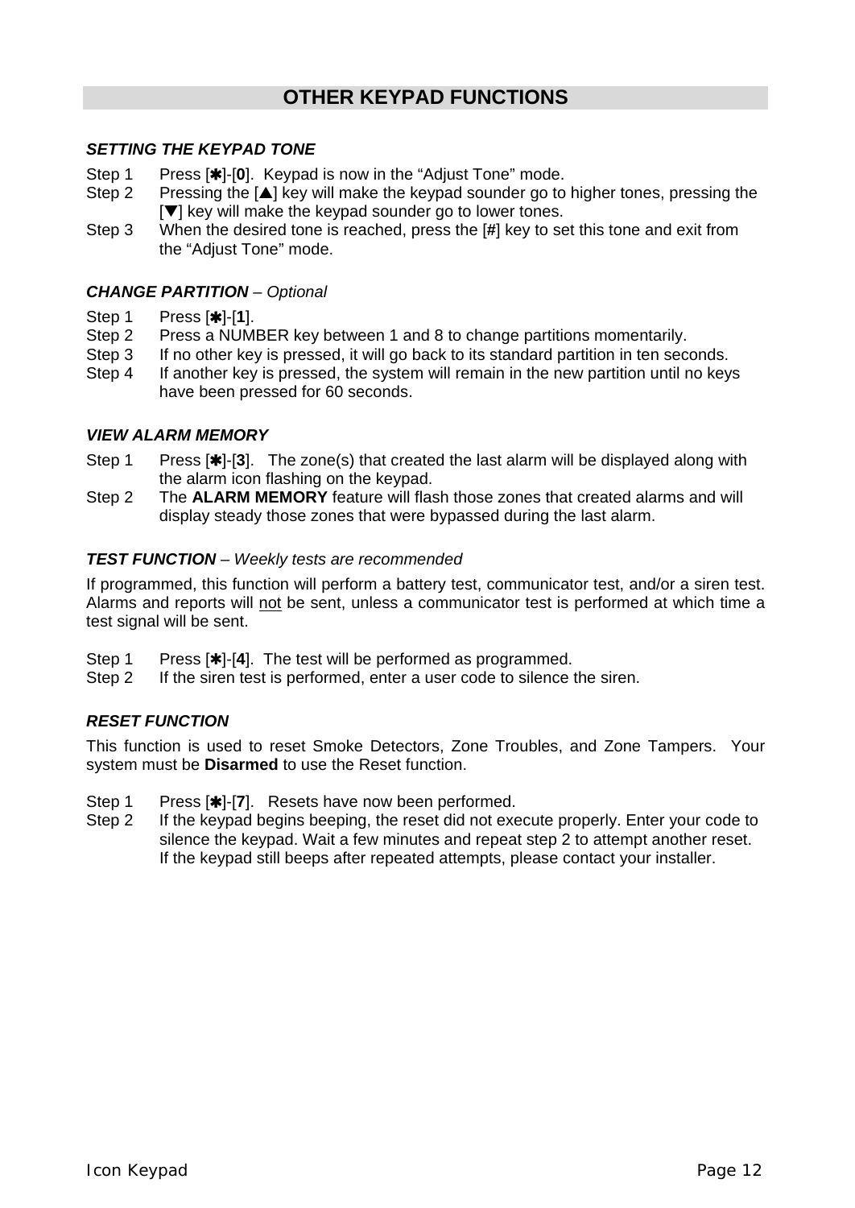## OTHER KEYPAD FUNCTIONS

### *SETTING THE KEYPAD TONE*

Step 1 Press [✱]-[**0**]. Keypad is now in the "Adjust Tone" mode.
Step 2 Pressing the [▲] key will make the keypad sounder go to higher tones, pressing the [▼] key will make the keypad sounder go to lower tones.
Step 3 When the desired tone is reached, press the [**#**] key to set this tone and exit from the "Adjust Tone" mode.

### *CHANGE PARTITION – Optional*

Step 1 Press [✱]-[**1**].
Step 2 Press a NUMBER key between 1 and 8 to change partitions momentarily.
Step 3 If no other key is pressed, it will go back to its standard partition in ten seconds.
Step 4 If another key is pressed, the system will remain in the new partition until no keys have been pressed for 60 seconds.

### *VIEW ALARM MEMORY*

Step 1 Press [✱]-[**3**]. The zone(s) that created the last alarm will be displayed along with the alarm icon flashing on the keypad.
Step 2 The **ALARM MEMORY** feature will flash those zones that created alarms and will display steady those zones that were bypassed during the last alarm.

### *TEST FUNCTION – Weekly tests are recommended*

If programmed, this function will perform a battery test, communicator test, and/or a siren test. Alarms and reports will <u>not</u> be sent, unless a communicator test is performed at which time a test signal will be sent.

Step 1 Press [✱]-[**4**]. The test will be performed as programmed.
Step 2 If the siren test is performed, enter a user code to silence the siren.

### *RESET FUNCTION*

This function is used to reset Smoke Detectors, Zone Troubles, and Zone Tampers. Your system must be **Disarmed** to use the Reset function.

Step 1 Press [✱]-[**7**]. Resets have now been performed.
Step 2 If the keypad begins beeping, the reset did not execute properly. Enter your code to silence the keypad. Wait a few minutes and repeat step 2 to attempt another reset. If the keypad still beeps after repeated attempts, please contact your installer.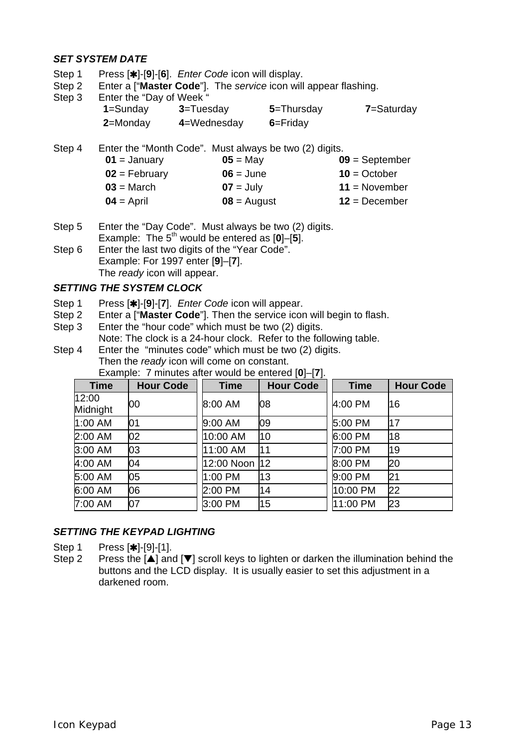### *SET SYSTEM DATE*

Step 1 Press [✱]-[**9**]-[**6**]. *Enter Code* icon will display.

Step 2 Enter a ["**Master Code**"]. The *service* icon will appear flashing.

Step 3 Enter the "Day of Week "

| | | | |
|---|---|---|---|
| **1**=Sunday | **3**=Tuesday | **5**=Thursday | **7**=Saturday |
| **2**=Monday | **4**=Wednesday | **6**=Friday | |

Step 4 Enter the "Month Code". Must always be two (2) digits.

| | | |
|---|---|---|
| **01** = January | **05** = May | **09** = September |
| **02** = February | **06** = June | **10** = October |
| **03** = March | **07** = July | **11** = November |
| **04** = April | **08** = August | **12** = December |

Step 5 Enter the "Day Code". Must always be two (2) digits.
Example: The 5th would be entered as [**0**]–[**5**].

Step 6 Enter the last two digits of the "Year Code".
Example: For 1997 enter [**9**]–[**7**].
The *ready* icon will appear.

### *SETTING THE SYSTEM CLOCK*

Step 1 Press [✱]-[**9**]-[**7**]. *Enter Code* icon will appear.

Step 2 Enter a ["**Master Code**"]. Then the service icon will begin to flash.

Step 3 Enter the "hour code" which must be two (2) digits.
Note: The clock is a 24-hour clock. Refer to the following table.

Step 4 Enter the "minutes code" which must be two (2) digits.
Then the *ready* icon will come on constant.
Example: 7 minutes after would be entered [**0**]–[**7**].

| Time | Hour Code | Time | Hour Code | Time | Hour Code |
|---|---|---|---|---|---|
| 12:00 Midnight | 00 | 8:00 AM | 08 | 4:00 PM | 16 |
| 1:00 AM | 01 | 9:00 AM | 09 | 5:00 PM | 17 |
| 2:00 AM | 02 | 10:00 AM | 10 | 6:00 PM | 18 |
| 3:00 AM | 03 | 11:00 AM | 11 | 7:00 PM | 19 |
| 4:00 AM | 04 | 12:00 Noon | 12 | 8:00 PM | 20 |
| 5:00 AM | 05 | 1:00 PM | 13 | 9:00 PM | 21 |
| 6:00 AM | 06 | 2:00 PM | 14 | 10:00 PM | 22 |
| 7:00 AM | 07 | 3:00 PM | 15 | 11:00 PM | 23 |

### *SETTING THE KEYPAD LIGHTING*

Step 1 Press [✱]-[9]-[1].

Step 2 Press the [▲] and [▼] scroll keys to lighten or darken the illumination behind the buttons and the LCD display. It is usually easier to set this adjustment in a darkened room.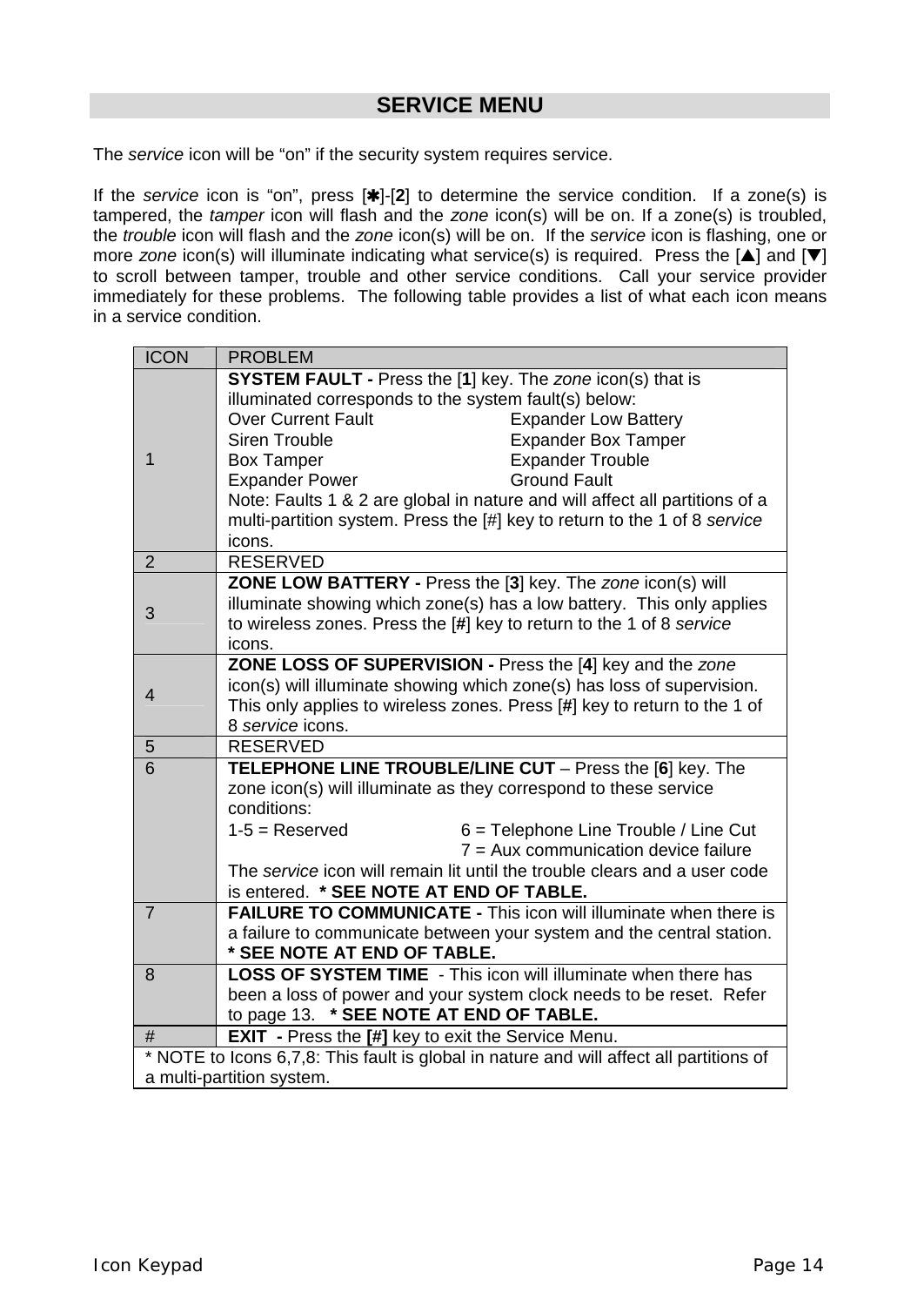## SERVICE MENU

The *service* icon will be "on" if the security system requires service.

If the *service* icon is "on", press [✱]-[**2**] to determine the service condition. If a zone(s) is tampered, the *tamper* icon will flash and the *zone* icon(s) will be on. If a zone(s) is troubled, the *trouble* icon will flash and the *zone* icon(s) will be on. If the *service* icon is flashing, one or more *zone* icon(s) will illuminate indicating what service(s) is required. Press the [▲] and [▼] to scroll between tamper, trouble and other service conditions. Call your service provider immediately for these problems. The following table provides a list of what each icon means in a service condition.

| ICON | PROBLEM |
|---|---|
| 1 | **SYSTEM FAULT -** Press the [**1**] key. The *zone* icon(s) that is illuminated corresponds to the system fault(s) below:<br>Over Current Fault — Expander Low Battery<br>Siren Trouble — Expander Box Tamper<br>Box Tamper — Expander Trouble<br>Expander Power — Ground Fault<br>Note: Faults 1 & 2 are global in nature and will affect all partitions of a multi-partition system. Press the [#] key to return to the 1 of 8 *service* icons. |
| 2 | RESERVED |
| 3 | **ZONE LOW BATTERY -** Press the [**3**] key. The *zone* icon(s) will illuminate showing which zone(s) has a low battery. This only applies to wireless zones. Press the [**#**] key to return to the 1 of 8 *service* icons. |
| 4 | **ZONE LOSS OF SUPERVISION -** Press the [**4**] key and the *zone* icon(s) will illuminate showing which zone(s) has loss of supervision. This only applies to wireless zones. Press [**#**] key to return to the 1 of 8 *service* icons. |
| 5 | RESERVED |
| 6 | **TELEPHONE LINE TROUBLE/LINE CUT** – Press the [**6**] key. The zone icon(s) will illuminate as they correspond to these service conditions:<br>1-5 = Reserved<br>6 = Telephone Line Trouble / Line Cut<br>7 = Aux communication device failure<br>The *service* icon will remain lit until the trouble clears and a user code is entered. **\* SEE NOTE AT END OF TABLE.** |
| 7 | **FAILURE TO COMMUNICATE -** This icon will illuminate when there is a failure to communicate between your system and the central station. **\* SEE NOTE AT END OF TABLE.** |
| 8 | **LOSS OF SYSTEM TIME** - This icon will illuminate when there has been a loss of power and your system clock needs to be reset. Refer to page 13. **\* SEE NOTE AT END OF TABLE.** |
| # | **EXIT -** Press the **[#]** key to exit the Service Menu. |

\* NOTE to Icons 6,7,8: This fault is global in nature and will affect all partitions of a multi-partition system.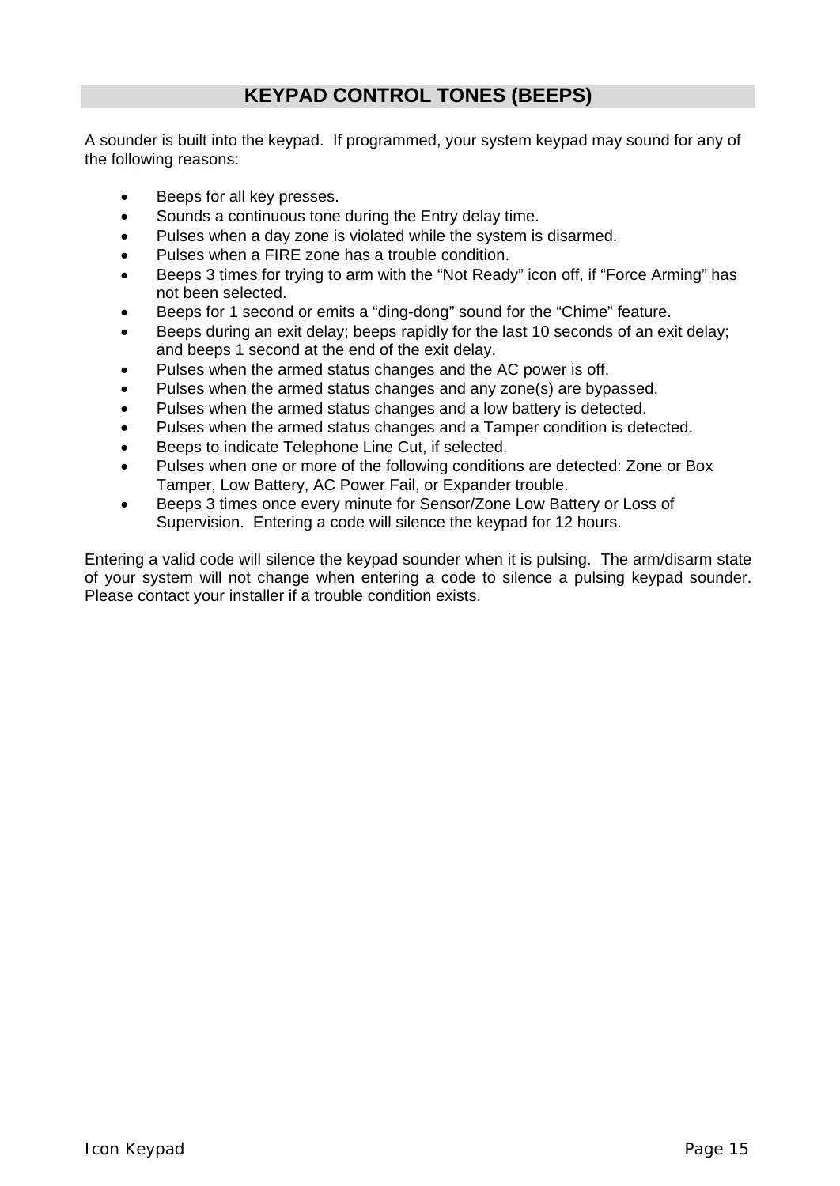## KEYPAD CONTROL TONES (BEEPS)

A sounder is built into the keypad. If programmed, your system keypad may sound for any of the following reasons:

- Beeps for all key presses.
- Sounds a continuous tone during the Entry delay time.
- Pulses when a day zone is violated while the system is disarmed.
- Pulses when a FIRE zone has a trouble condition.
- Beeps 3 times for trying to arm with the “Not Ready” icon off, if “Force Arming” has not been selected.
- Beeps for 1 second or emits a “ding-dong” sound for the “Chime” feature.
- Beeps during an exit delay; beeps rapidly for the last 10 seconds of an exit delay; and beeps 1 second at the end of the exit delay.
- Pulses when the armed status changes and the AC power is off.
- Pulses when the armed status changes and any zone(s) are bypassed.
- Pulses when the armed status changes and a low battery is detected.
- Pulses when the armed status changes and a Tamper condition is detected.
- Beeps to indicate Telephone Line Cut, if selected.
- Pulses when one or more of the following conditions are detected: Zone or Box Tamper, Low Battery, AC Power Fail, or Expander trouble.
- Beeps 3 times once every minute for Sensor/Zone Low Battery or Loss of Supervision. Entering a code will silence the keypad for 12 hours.

Entering a valid code will silence the keypad sounder when it is pulsing. The arm/disarm state of your system will not change when entering a code to silence a pulsing keypad sounder. Please contact your installer if a trouble condition exists.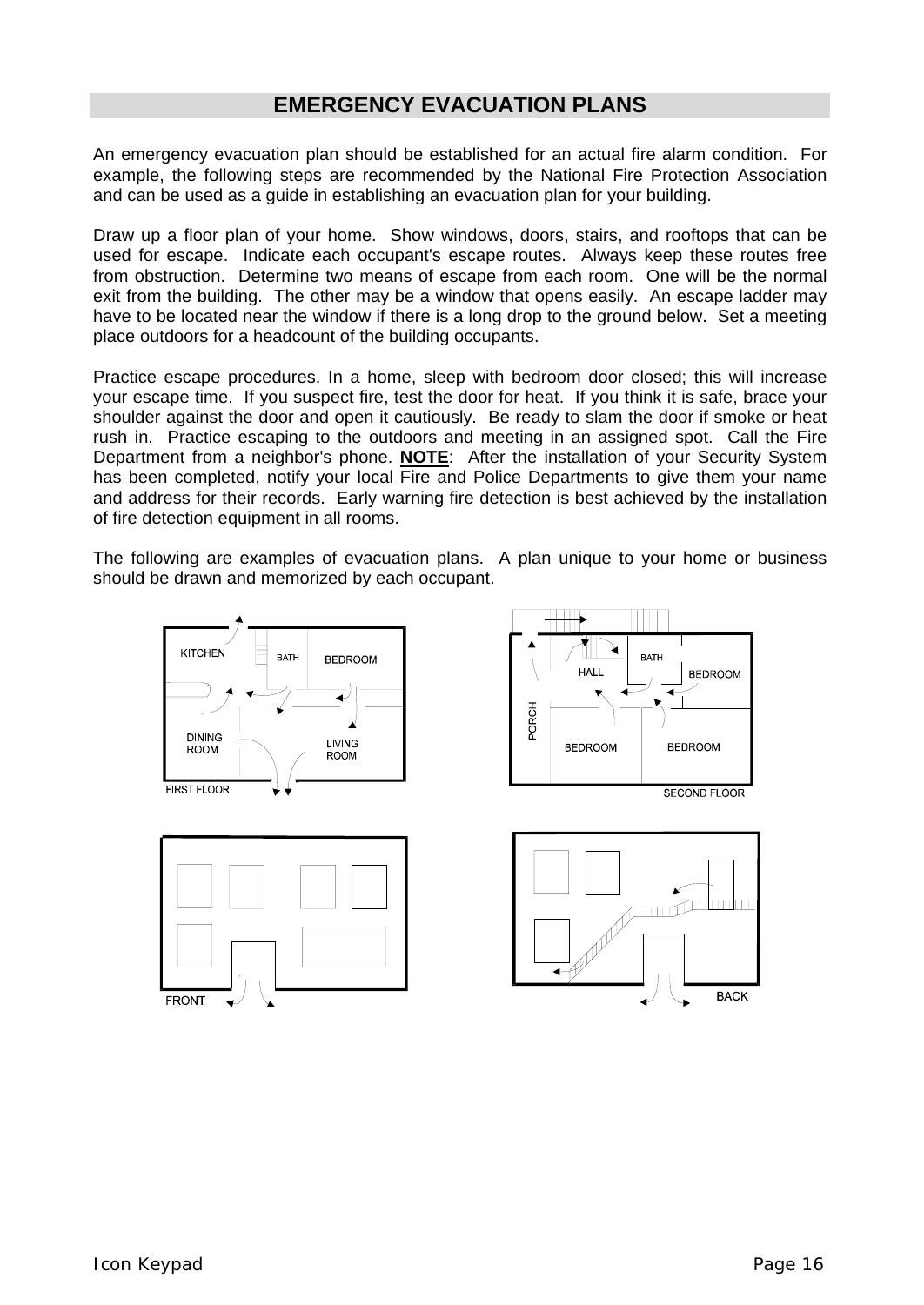## EMERGENCY EVACUATION PLANS

An emergency evacuation plan should be established for an actual fire alarm condition. For example, the following steps are recommended by the National Fire Protection Association and can be used as a guide in establishing an evacuation plan for your building.

Draw up a floor plan of your home. Show windows, doors, stairs, and rooftops that can be used for escape. Indicate each occupant's escape routes. Always keep these routes free from obstruction. Determine two means of escape from each room. One will be the normal exit from the building. The other may be a window that opens easily. An escape ladder may have to be located near the window if there is a long drop to the ground below. Set a meeting place outdoors for a headcount of the building occupants.

Practice escape procedures. In a home, sleep with bedroom door closed; this will increase your escape time. If you suspect fire, test the door for heat. If you think it is safe, brace your shoulder against the door and open it cautiously. Be ready to slam the door if smoke or heat rush in. Practice escaping to the outdoors and meeting in an assigned spot. Call the Fire Department from a neighbor's phone. **NOTE**: After the installation of your Security System has been completed, notify your local Fire and Police Departments to give them your name and address for their records. Early warning fire detection is best achieved by the installation of fire detection equipment in all rooms.

The following are examples of evacuation plans. A plan unique to your home or business should be drawn and memorized by each occupant.

KITCHEN BATH BEDROOM DINING ROOM LIVING ROOM FIRST FLOOR

HALL BATH BEDROOM PORCH BEDROOM BEDROOM SECOND FLOOR

FRONT

BACK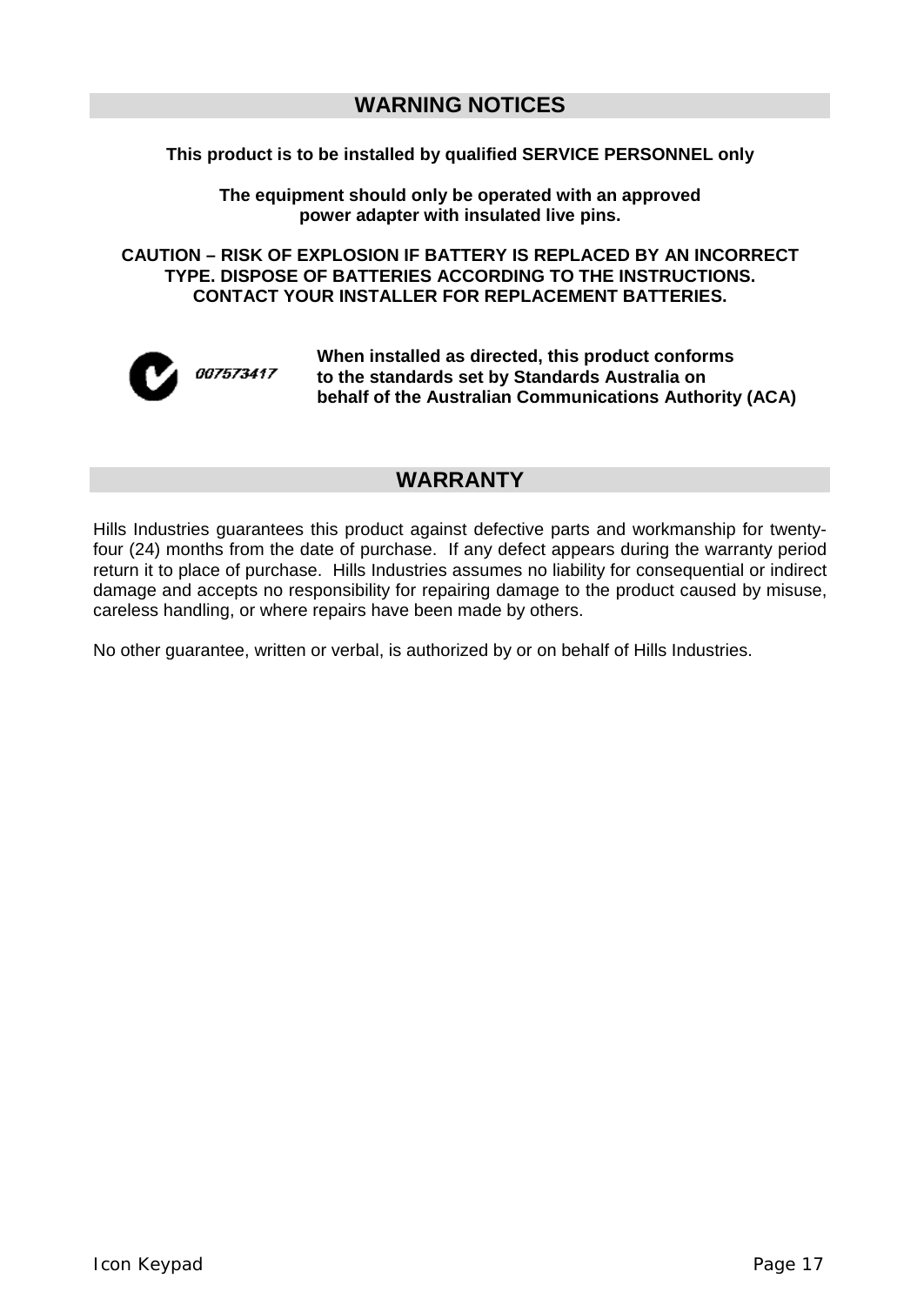## WARNING NOTICES

**This product is to be installed by qualified SERVICE PERSONNEL only**

**The equipment should only be operated with an approved power adapter with insulated live pins.**

**CAUTION – RISK OF EXPLOSION IF BATTERY IS REPLACED BY AN INCORRECT TYPE. DISPOSE OF BATTERIES ACCORDING TO THE INSTRUCTIONS. CONTACT YOUR INSTALLER FOR REPLACEMENT BATTERIES.**

*007573417*

**When installed as directed, this product conforms to the standards set by Standards Australia on behalf of the Australian Communications Authority (ACA)**

## WARRANTY

Hills Industries guarantees this product against defective parts and workmanship for twenty-four (24) months from the date of purchase. If any defect appears during the warranty period return it to place of purchase. Hills Industries assumes no liability for consequential or indirect damage and accepts no responsibility for repairing damage to the product caused by misuse, careless handling, or where repairs have been made by others.

No other guarantee, written or verbal, is authorized by or on behalf of Hills Industries.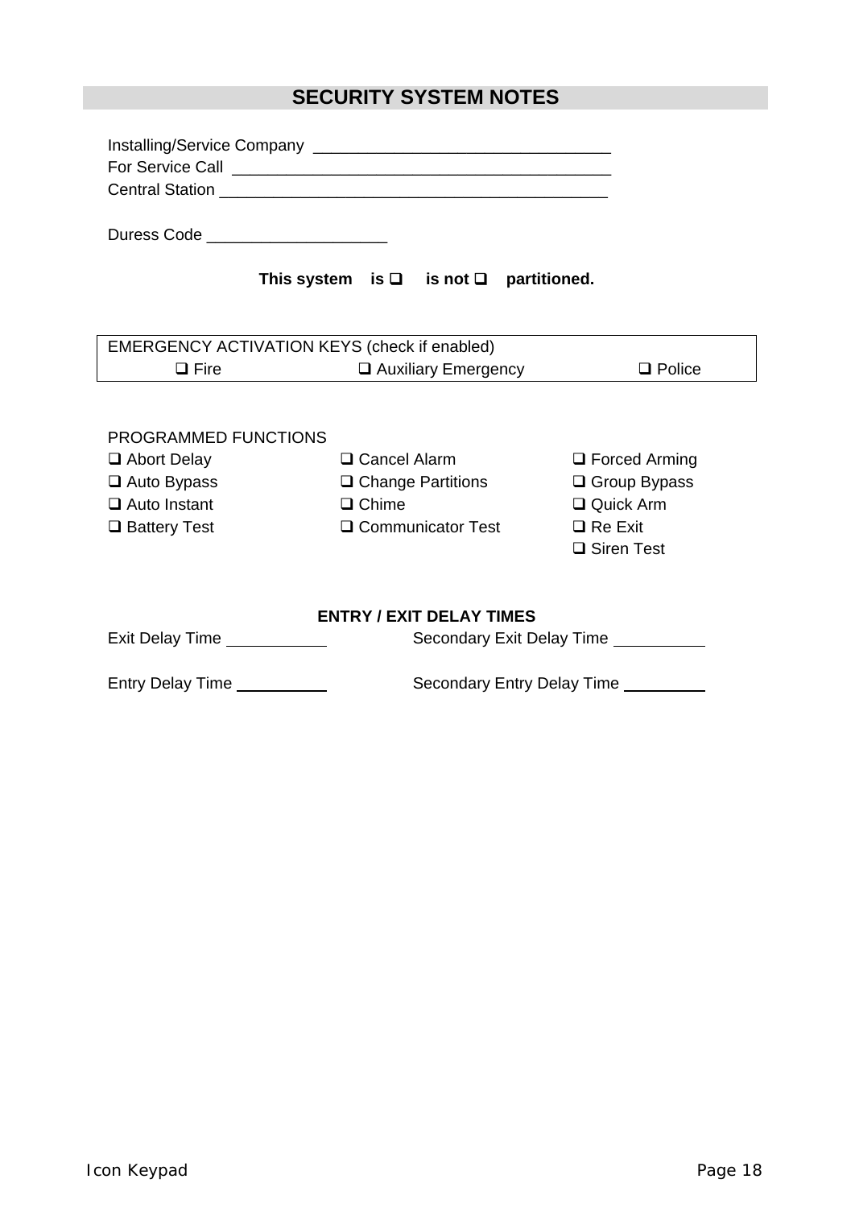# SECURITY SYSTEM NOTES

Installing/Service Company ________________________________

For Service Call __________________________________________

Central Station ___________________________________________

Duress Code ___________________

**This system is ❑ is not ❑ partitioned.**

| EMERGENCY ACTIVATION KEYS (check if enabled) | | |
|---|---|---|
| ❑ Fire | ❑ Auxiliary Emergency | ❑ Police |

PROGRAMMED FUNCTIONS

| | | |
|---|---|---|
| ❑ Abort Delay | ❑ Cancel Alarm | ❑ Forced Arming |
| ❑ Auto Bypass | ❑ Change Partitions | ❑ Group Bypass |
| ❑ Auto Instant | ❑ Chime | ❑ Quick Arm |
| ❑ Battery Test | ❑ Communicator Test | ❑ Re Exit |
| | | ❑ Siren Test |

**ENTRY / EXIT DELAY TIMES**

Exit Delay Time __________ Secondary Exit Delay Time __________

Entry Delay Time __________ Secondary Entry Delay Time __________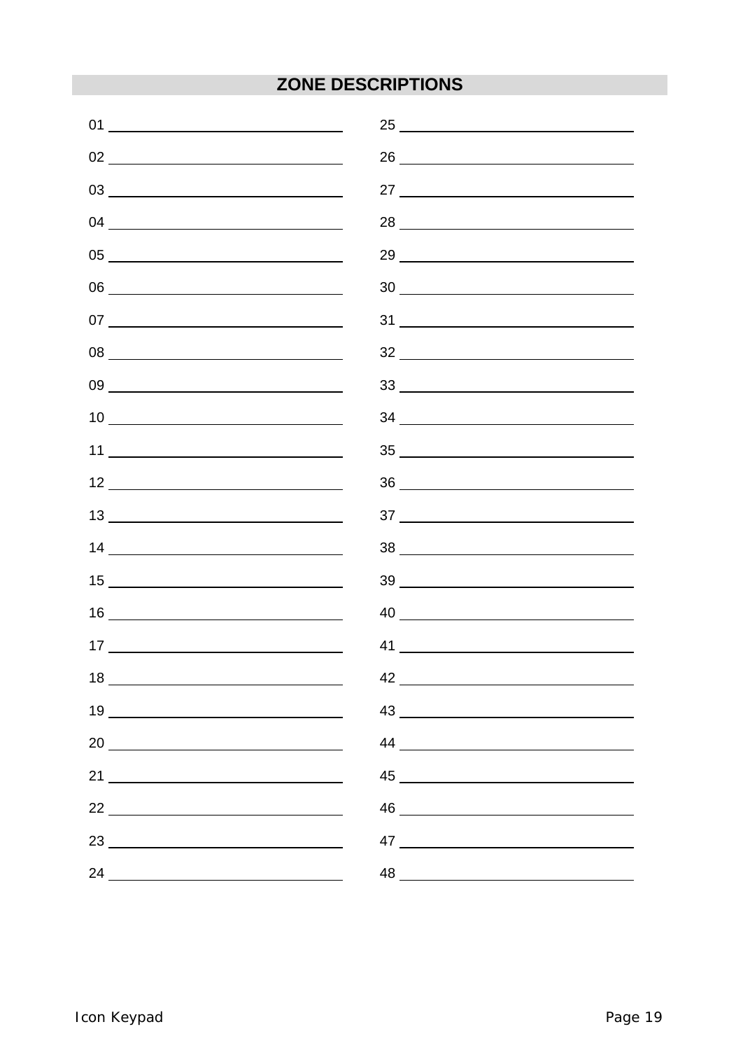## ZONE DESCRIPTIONS

| | |
|---|---|
| 01 ______________________ | 25 ______________________ |
| 02 ______________________ | 26 ______________________ |
| 03 ______________________ | 27 ______________________ |
| 04 ______________________ | 28 ______________________ |
| 05 ______________________ | 29 ______________________ |
| 06 ______________________ | 30 ______________________ |
| 07 ______________________ | 31 ______________________ |
| 08 ______________________ | 32 ______________________ |
| 09 ______________________ | 33 ______________________ |
| 10 ______________________ | 34 ______________________ |
| 11 ______________________ | 35 ______________________ |
| 12 ______________________ | 36 ______________________ |
| 13 ______________________ | 37 ______________________ |
| 14 ______________________ | 38 ______________________ |
| 15 ______________________ | 39 ______________________ |
| 16 ______________________ | 40 ______________________ |
| 17 ______________________ | 41 ______________________ |
| 18 ______________________ | 42 ______________________ |
| 19 ______________________ | 43 ______________________ |
| 20 ______________________ | 44 ______________________ |
| 21 ______________________ | 45 ______________________ |
| 22 ______________________ | 46 ______________________ |
| 23 ______________________ | 47 ______________________ |
| 24 ______________________ | 48 ______________________ |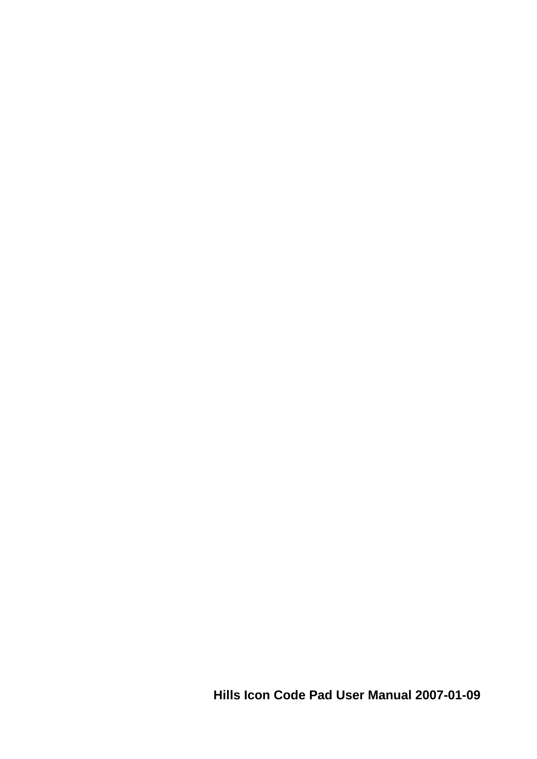**Hills Icon Code Pad User Manual 2007-01-09**